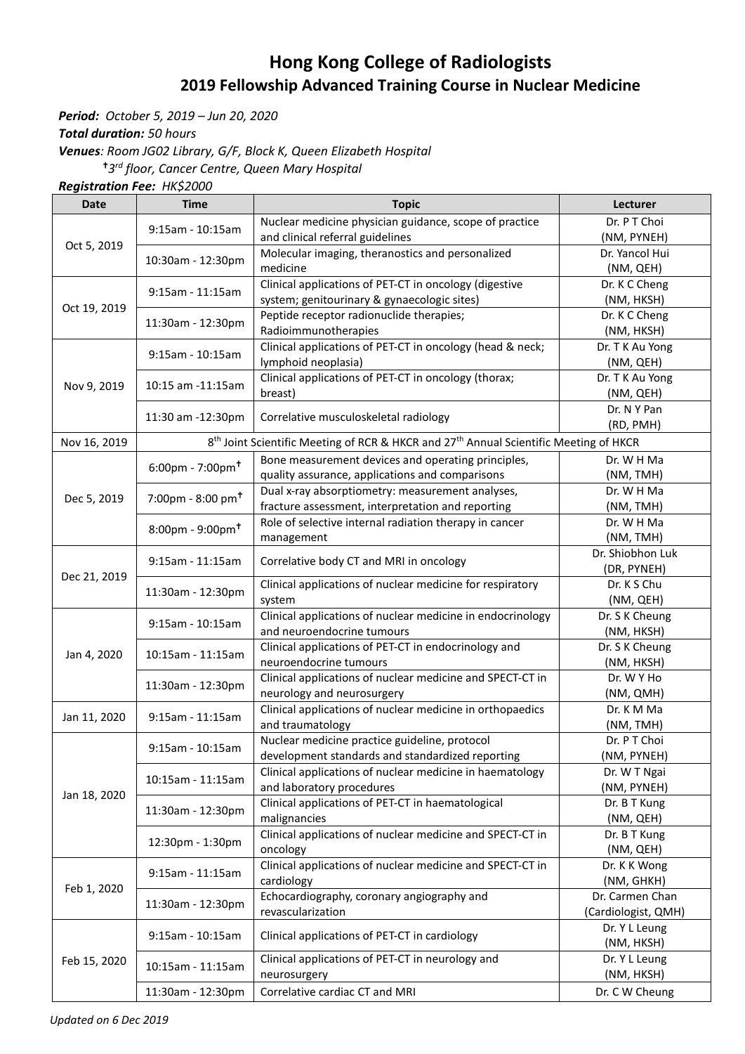# Hong Kong College of Radiologists

## 2019 Fellowship Advanced Training Course in Nuclear Medicine

***Period:*** *October 5, 2019 – Jun 20, 2020*

***Total duration:*** *50 hours*

***Venues****: Room JG02 Library, G/F, Block K, Queen Elizabeth Hospital*

*† 3rd floor, Cancer Centre, Queen Mary Hospital*

***Registration Fee:*** *HK$2000*

| Date | Time | Topic | Lecturer |
|---|---|---|---|
| Oct 5, 2019 | 9:15am - 10:15am | Nuclear medicine physician guidance, scope of practice and clinical referral guidelines | Dr. P T Choi (NM, PYNEH) |
| | 10:30am - 12:30pm | Molecular imaging, theranostics and personalized medicine | Dr. Yancol Hui (NM, QEH) |
| Oct 19, 2019 | 9:15am - 11:15am | Clinical applications of PET-CT in oncology (digestive system; genitourinary & gynaecologic sites) | Dr. K C Cheng (NM, HKSH) |
| | 11:30am - 12:30pm | Peptide receptor radionuclide therapies; Radioimmunotherapies | Dr. K C Cheng (NM, HKSH) |
| Nov 9, 2019 | 9:15am - 10:15am | Clinical applications of PET-CT in oncology (head & neck; lymphoid neoplasia) | Dr. T K Au Yong (NM, QEH) |
| | 10:15 am -11:15am | Clinical applications of PET-CT in oncology (thorax; breast) | Dr. T K Au Yong (NM, QEH) |
| | 11:30 am -12:30pm | Correlative musculoskeletal radiology | Dr. N Y Pan (RD, PMH) |
| Nov 16, 2019 | 8th Joint Scientific Meeting of RCR & HKCR and 27th Annual Scientific Meeting of HKCR | | |
| Dec 5, 2019 | 6:00pm - 7:00pm† | Bone measurement devices and operating principles, quality assurance, applications and comparisons | Dr. W H Ma (NM, TMH) |
| | 7:00pm - 8:00 pm† | Dual x-ray absorptiometry: measurement analyses, fracture assessment, interpretation and reporting | Dr. W H Ma (NM, TMH) |
| | 8:00pm - 9:00pm† | Role of selective internal radiation therapy in cancer management | Dr. W H Ma (NM, TMH) |
| Dec 21, 2019 | 9:15am - 11:15am | Correlative body CT and MRI in oncology | Dr. Shiobhon Luk (DR, PYNEH) |
| | 11:30am - 12:30pm | Clinical applications of nuclear medicine for respiratory system | Dr. K S Chu (NM, QEH) |
| Jan 4, 2020 | 9:15am - 10:15am | Clinical applications of nuclear medicine in endocrinology and neuroendocrine tumours | Dr. S K Cheung (NM, HKSH) |
| | 10:15am - 11:15am | Clinical applications of PET-CT in endocrinology and neuroendocrine tumours | Dr. S K Cheung (NM, HKSH) |
| | 11:30am - 12:30pm | Clinical applications of nuclear medicine and SPECT-CT in neurology and neurosurgery | Dr. W Y Ho (NM, QMH) |
| Jan 11, 2020 | 9:15am - 11:15am | Clinical applications of nuclear medicine in orthopaedics and traumatology | Dr. K M Ma (NM, TMH) |
| Jan 18, 2020 | 9:15am - 10:15am | Nuclear medicine practice guideline, protocol development standards and standardized reporting | Dr. P T Choi (NM, PYNEH) |
| | 10:15am - 11:15am | Clinical applications of nuclear medicine in haematology and laboratory procedures | Dr. W T Ngai (NM, PYNEH) |
| | 11:30am - 12:30pm | Clinical applications of PET-CT in haematological malignancies | Dr. B T Kung (NM, QEH) |
| | 12:30pm - 1:30pm | Clinical applications of nuclear medicine and SPECT-CT in oncology | Dr. B T Kung (NM, QEH) |
| Feb 1, 2020 | 9:15am - 11:15am | Clinical applications of nuclear medicine and SPECT-CT in cardiology | Dr. K K Wong (NM, GHKH) |
| | 11:30am - 12:30pm | Echocardiography, coronary angiography and revascularization | Dr. Carmen Chan (Cardiologist, QMH) |
| Feb 15, 2020 | 9:15am - 10:15am | Clinical applications of PET-CT in cardiology | Dr. Y L Leung (NM, HKSH) |
| | 10:15am - 11:15am | Clinical applications of PET-CT in neurology and neurosurgery | Dr. Y L Leung (NM, HKSH) |
| | 11:30am - 12:30pm | Correlative cardiac CT and MRI | Dr. C W Cheung |

*Updated on 6 Dec 2019*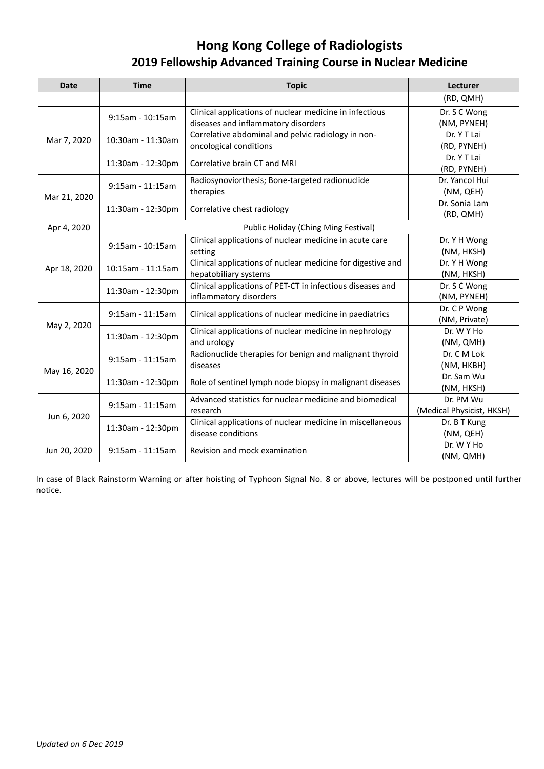## Hong Kong College of Radiologists

## 2019 Fellowship Advanced Training Course in Nuclear Medicine

| Date | Time | Topic | Lecturer |
| --- | --- | --- | --- |
| | | | (RD, QMH) |
| Mar 7, 2020 | 9:15am - 10:15am | Clinical applications of nuclear medicine in infectious diseases and inflammatory disorders | Dr. S C Wong (NM, PYNEH) |
| | 10:30am - 11:30am | Correlative abdominal and pelvic radiology in non-oncological conditions | Dr. Y T Lai (RD, PYNEH) |
| | 11:30am - 12:30pm | Correlative brain CT and MRI | Dr. Y T Lai (RD, PYNEH) |
| Mar 21, 2020 | 9:15am - 11:15am | Radiosynoviorthesis; Bone-targeted radionuclide therapies | Dr. Yancol Hui (NM, QEH) |
| | 11:30am - 12:30pm | Correlative chest radiology | Dr. Sonia Lam (RD, QMH) |
| Apr 4, 2020 | Public Holiday (Ching Ming Festival) | | |
| Apr 18, 2020 | 9:15am - 10:15am | Clinical applications of nuclear medicine in acute care setting | Dr. Y H Wong (NM, HKSH) |
| | 10:15am - 11:15am | Clinical applications of nuclear medicine for digestive and hepatobiliary systems | Dr. Y H Wong (NM, HKSH) |
| | 11:30am - 12:30pm | Clinical applications of PET-CT in infectious diseases and inflammatory disorders | Dr. S C Wong (NM, PYNEH) |
| May 2, 2020 | 9:15am - 11:15am | Clinical applications of nuclear medicine in paediatrics | Dr. C P Wong (NM, Private) |
| | 11:30am - 12:30pm | Clinical applications of nuclear medicine in nephrology and urology | Dr. W Y Ho (NM, QMH) |
| May 16, 2020 | 9:15am - 11:15am | Radionuclide therapies for benign and malignant thyroid diseases | Dr. C M Lok (NM, HKBH) |
| | 11:30am - 12:30pm | Role of sentinel lymph node biopsy in malignant diseases | Dr. Sam Wu (NM, HKSH) |
| Jun 6, 2020 | 9:15am - 11:15am | Advanced statistics for nuclear medicine and biomedical research | Dr. PM Wu (Medical Physicist, HKSH) |
| | 11:30am - 12:30pm | Clinical applications of nuclear medicine in miscellaneous disease conditions | Dr. B T Kung (NM, QEH) |
| Jun 20, 2020 | 9:15am - 11:15am | Revision and mock examination | Dr. W Y Ho (NM, QMH) |

In case of Black Rainstorm Warning or after hoisting of Typhoon Signal No. 8 or above, lectures will be postponed until further notice.

*Updated on 6 Dec 2019*